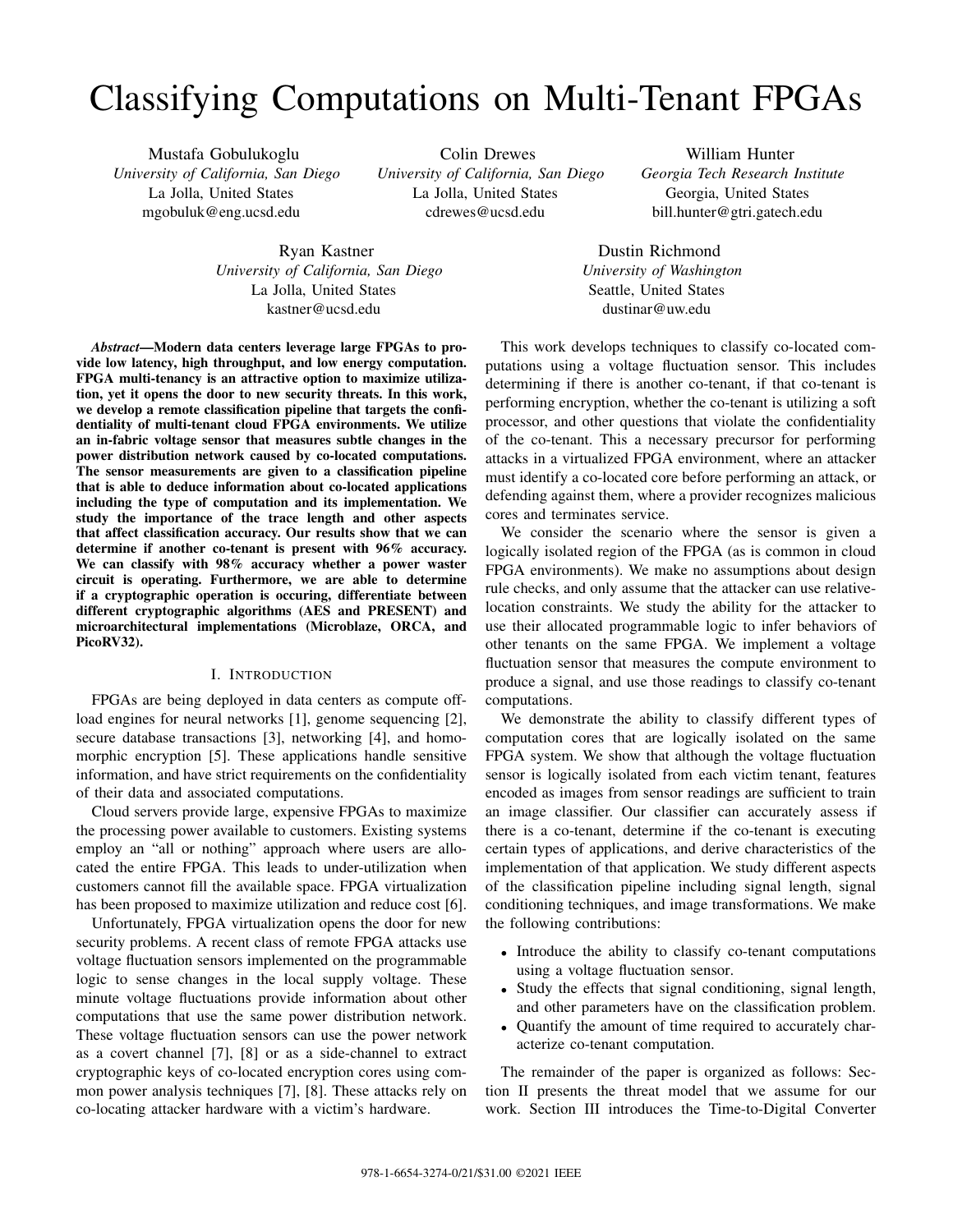# Classifying Computations on Multi-Tenant FPGAs

Mustafa Gobulukoglu
*University of California, San Diego*
La Jolla, United States
mgobuluk@eng.ucsd.edu

Colin Drewes
*University of California, San Diego*
La Jolla, United States
cdrewes@ucsd.edu

William Hunter
*Georgia Tech Research Institute*
Georgia, United States
bill.hunter@gtri.gatech.edu

Ryan Kastner
*University of California, San Diego*
La Jolla, United States
kastner@ucsd.edu

Dustin Richmond
*University of Washington*
Seattle, United States
dustinar@uw.edu

***Abstract*—Modern data centers leverage large FPGAs to provide low latency, high throughput, and low energy computation. FPGA multi-tenancy is an attractive option to maximize utilization, yet it opens the door to new security threats. In this work, we develop a remote classification pipeline that targets the confidentiality of multi-tenant cloud FPGA environments. We utilize an in-fabric voltage sensor that measures subtle changes in the power distribution network caused by co-located computations. The sensor measurements are given to a classification pipeline that is able to deduce information about co-located applications including the type of computation and its implementation. We study the importance of the trace length and other aspects that affect classification accuracy. Our results show that we can determine if another co-tenant is present with 96% accuracy. We can classify with 98% accuracy whether a power waster circuit is operating. Furthermore, we are able to determine if a cryptographic operation is occuring, differentiate between different cryptographic algorithms (AES and PRESENT) and microarchitectural implementations (Microblaze, ORCA, and PicoRV32).**

## I. Introduction

FPGAs are being deployed in data centers as compute offload engines for neural networks [1], genome sequencing [2], secure database transactions [3], networking [4], and homomorphic encryption [5]. These applications handle sensitive information, and have strict requirements on the confidentiality of their data and associated computations.

Cloud servers provide large, expensive FPGAs to maximize the processing power available to customers. Existing systems employ an "all or nothing" approach where users are allocated the entire FPGA. This leads to under-utilization when customers cannot fill the available space. FPGA virtualization has been proposed to maximize utilization and reduce cost [6].

Unfortunately, FPGA virtualization opens the door for new security problems. A recent class of remote FPGA attacks use voltage fluctuation sensors implemented on the programmable logic to sense changes in the local supply voltage. These minute voltage fluctuations provide information about other computations that use the same power distribution network. These voltage fluctuation sensors can use the power network as a covert channel [7], [8] or as a side-channel to extract cryptographic keys of co-located encryption cores using common power analysis techniques [7], [8]. These attacks rely on co-locating attacker hardware with a victim's hardware.

This work develops techniques to classify co-located computations using a voltage fluctuation sensor. This includes determining if there is another co-tenant, if that co-tenant is performing encryption, whether the co-tenant is utilizing a soft processor, and other questions that violate the confidentiality of the co-tenant. This a necessary precursor for performing attacks in a virtualized FPGA environment, where an attacker must identify a co-located core before performing an attack, or defending against them, where a provider recognizes malicious cores and terminates service.

We consider the scenario where the sensor is given a logically isolated region of the FPGA (as is common in cloud FPGA environments). We make no assumptions about design rule checks, and only assume that the attacker can use relative-location constraints. We study the ability for the attacker to use their allocated programmable logic to infer behaviors of other tenants on the same FPGA. We implement a voltage fluctuation sensor that measures the compute environment to produce a signal, and use those readings to classify co-tenant computations.

We demonstrate the ability to classify different types of computation cores that are logically isolated on the same FPGA system. We show that although the voltage fluctuation sensor is logically isolated from each victim tenant, features encoded as images from sensor readings are sufficient to train an image classifier. Our classifier can accurately assess if there is a co-tenant, determine if the co-tenant is executing certain types of applications, and derive characteristics of the implementation of that application. We study different aspects of the classification pipeline including signal length, signal conditioning techniques, and image transformations. We make the following contributions:

- Introduce the ability to classify co-tenant computations using a voltage fluctuation sensor.
- Study the effects that signal conditioning, signal length, and other parameters have on the classification problem.
- Quantify the amount of time required to accurately characterize co-tenant computation.

The remainder of the paper is organized as follows: Section II presents the threat model that we assume for our work. Section III introduces the Time-to-Digital Converter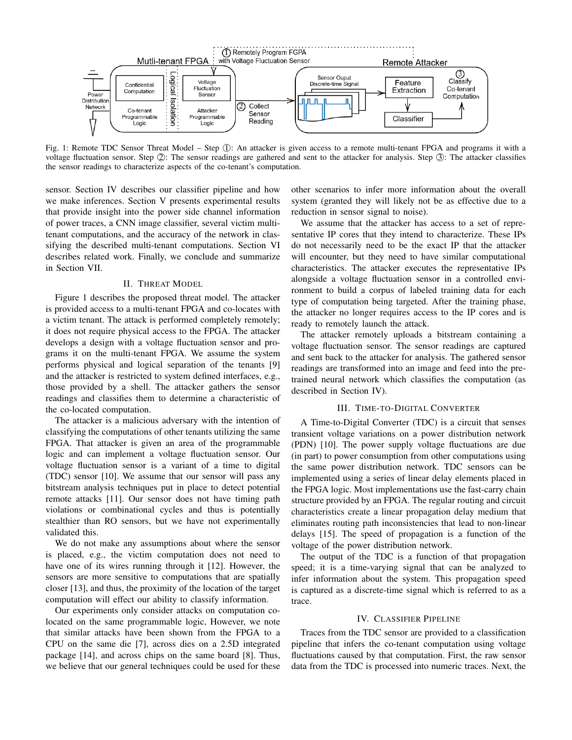Fig. 1: Remote TDC Sensor Threat Model – Step ①: An attacker is given access to a remote multi-tenant FPGA and programs it with a voltage fluctuation sensor. Step ②: The sensor readings are gathered and sent to the attacker for analysis. Step ③: The attacker classifies the sensor readings to characterize aspects of the co-tenant's computation.

sensor. Section IV describes our classifier pipeline and how we make inferences. Section V presents experimental results that provide insight into the power side channel information of power traces, a CNN image classifier, several victim multi-tenant computations, and the accuracy of the network in classifying the described multi-tenant computations. Section VI describes related work. Finally, we conclude and summarize in Section VII.

## II. Threat Model

Figure 1 describes the proposed threat model. The attacker is provided access to a multi-tenant FPGA and co-locates with a victim tenant. The attack is performed completely remotely; it does not require physical access to the FPGA. The attacker develops a design with a voltage fluctuation sensor and programs it on the multi-tenant FPGA. We assume the system performs physical and logical separation of the tenants [9] and the attacker is restricted to system defined interfaces, e.g., those provided by a shell. The attacker gathers the sensor readings and classifies them to determine a characteristic of the co-located computation.

The attacker is a malicious adversary with the intention of classifying the computations of other tenants utilizing the same FPGA. That attacker is given an area of the programmable logic and can implement a voltage fluctuation sensor. Our voltage fluctuation sensor is a variant of a time to digital (TDC) sensor [10]. We assume that our sensor will pass any bitstream analysis techniques put in place to detect potential remote attacks [11]. Our sensor does not have timing path violations or combinational cycles and thus is potentially stealthier than RO sensors, but we have not experimentally validated this.

We do not make any assumptions about where the sensor is placed, e.g., the victim computation does not need to have one of its wires running through it [12]. However, the sensors are more sensitive to computations that are spatially closer [13], and thus, the proximity of the location of the target computation will effect our ability to classify information.

Our experiments only consider attacks on computation co-located on the same programmable logic, However, we note that similar attacks have been shown from the FPGA to a CPU on the same die [7], across dies on a 2.5D integrated package [14], and across chips on the same board [8]. Thus, we believe that our general techniques could be used for these other scenarios to infer more information about the overall system (granted they will likely not be as effective due to a reduction in sensor signal to noise).

We assume that the attacker has access to a set of representative IP cores that they intend to characterize. These IPs do not necessarily need to be the exact IP that the attacker will encounter, but they need to have similar computational characteristics. The attacker executes the representative IPs alongside a voltage fluctuation sensor in a controlled environment to build a corpus of labeled training data for each type of computation being targeted. After the training phase, the attacker no longer requires access to the IP cores and is ready to remotely launch the attack.

The attacker remotely uploads a bitstream containing a voltage fluctuation sensor. The sensor readings are captured and sent back to the attacker for analysis. The gathered sensor readings are transformed into an image and feed into the pre-trained neural network which classifies the computation (as described in Section IV).

## III. Time-to-Digital Converter

A Time-to-Digital Converter (TDC) is a circuit that senses transient voltage variations on a power distribution network (PDN) [10]. The power supply voltage fluctuations are due (in part) to power consumption from other computations using the same power distribution network. TDC sensors can be implemented using a series of linear delay elements placed in the FPGA logic. Most implementations use the fast-carry chain structure provided by an FPGA. The regular routing and circuit characteristics create a linear propagation delay medium that eliminates routing path inconsistencies that lead to non-linear delays [15]. The speed of propagation is a function of the voltage of the power distribution network.

The output of the TDC is a function of that propagation speed; it is a time-varying signal that can be analyzed to infer information about the system. This propagation speed is captured as a discrete-time signal which is referred to as a trace.

## IV. Classifier Pipeline

Traces from the TDC sensor are provided to a classification pipeline that infers the co-tenant computation using voltage fluctuations caused by that computation. First, the raw sensor data from the TDC is processed into numeric traces. Next, the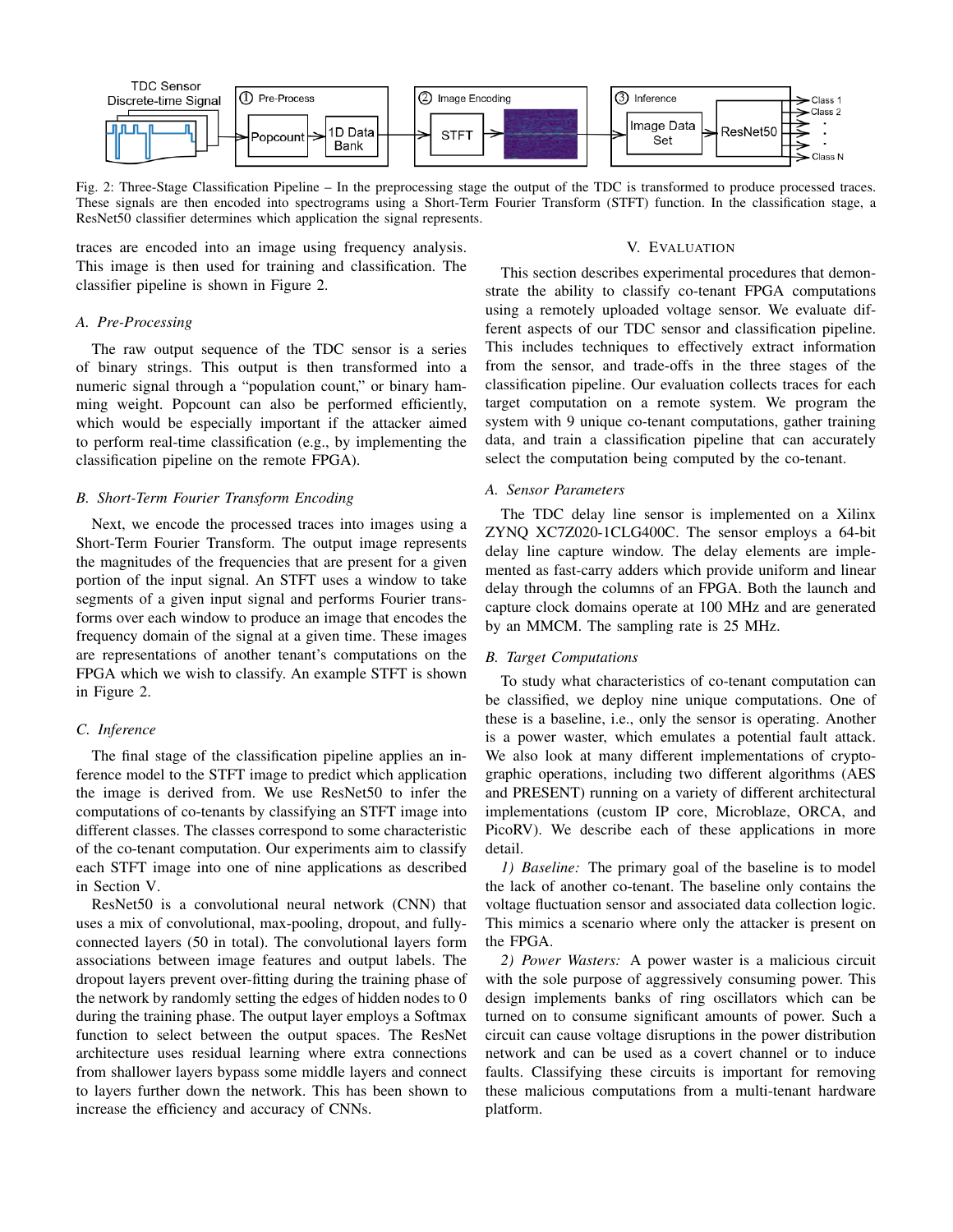Fig. 2: Three-Stage Classification Pipeline – In the preprocessing stage the output of the TDC is transformed to produce processed traces. These signals are then encoded into spectrograms using a Short-Term Fourier Transform (STFT) function. In the classification stage, a ResNet50 classifier determines which application the signal represents.

traces are encoded into an image using frequency analysis. This image is then used for training and classification. The classifier pipeline is shown in Figure 2.

### A. Pre-Processing

The raw output sequence of the TDC sensor is a series of binary strings. This output is then transformed into a numeric signal through a "population count," or binary hamming weight. Popcount can also be performed efficiently, which would be especially important if the attacker aimed to perform real-time classification (e.g., by implementing the classification pipeline on the remote FPGA).

### B. Short-Term Fourier Transform Encoding

Next, we encode the processed traces into images using a Short-Term Fourier Transform. The output image represents the magnitudes of the frequencies that are present for a given portion of the input signal. An STFT uses a window to take segments of a given input signal and performs Fourier transforms over each window to produce an image that encodes the frequency domain of the signal at a given time. These images are representations of another tenant's computations on the FPGA which we wish to classify. An example STFT is shown in Figure 2.

### C. Inference

The final stage of the classification pipeline applies an inference model to the STFT image to predict which application the image is derived from. We use ResNet50 to infer the computations of co-tenants by classifying an STFT image into different classes. The classes correspond to some characteristic of the co-tenant computation. Our experiments aim to classify each STFT image into one of nine applications as described in Section V.

ResNet50 is a convolutional neural network (CNN) that uses a mix of convolutional, max-pooling, dropout, and fully-connected layers (50 in total). The convolutional layers form associations between image features and output labels. The dropout layers prevent over-fitting during the training phase of the network by randomly setting the edges of hidden nodes to 0 during the training phase. The output layer employs a Softmax function to select between the output spaces. The ResNet architecture uses residual learning where extra connections from shallower layers bypass some middle layers and connect to layers further down the network. This has been shown to increase the efficiency and accuracy of CNNs.

## V. Evaluation

This section describes experimental procedures that demonstrate the ability to classify co-tenant FPGA computations using a remotely uploaded voltage sensor. We evaluate different aspects of our TDC sensor and classification pipeline. This includes techniques to effectively extract information from the sensor, and trade-offs in the three stages of the classification pipeline. Our evaluation collects traces for each target computation on a remote system. We program the system with 9 unique co-tenant computations, gather training data, and train a classification pipeline that can accurately select the computation being computed by the co-tenant.

### A. Sensor Parameters

The TDC delay line sensor is implemented on a Xilinx ZYNQ XC7Z020-1CLG400C. The sensor employs a 64-bit delay line capture window. The delay elements are implemented as fast-carry adders which provide uniform and linear delay through the columns of an FPGA. Both the launch and capture clock domains operate at 100 MHz and are generated by an MMCM. The sampling rate is 25 MHz.

### B. Target Computations

To study what characteristics of co-tenant computation can be classified, we deploy nine unique computations. One of these is a baseline, i.e., only the sensor is operating. Another is a power waster, which emulates a potential fault attack. We also look at many different implementations of cryptographic operations, including two different algorithms (AES and PRESENT) running on a variety of different architectural implementations (custom IP core, Microblaze, ORCA, and PicoRV). We describe each of these applications in more detail.

*1) Baseline:* The primary goal of the baseline is to model the lack of another co-tenant. The baseline only contains the voltage fluctuation sensor and associated data collection logic. This mimics a scenario where only the attacker is present on the FPGA.

*2) Power Wasters:* A power waster is a malicious circuit with the sole purpose of aggressively consuming power. This design implements banks of ring oscillators which can be turned on to consume significant amounts of power. Such a circuit can cause voltage disruptions in the power distribution network and can be used as a covert channel or to induce faults. Classifying these circuits is important for removing these malicious computations from a multi-tenant hardware platform.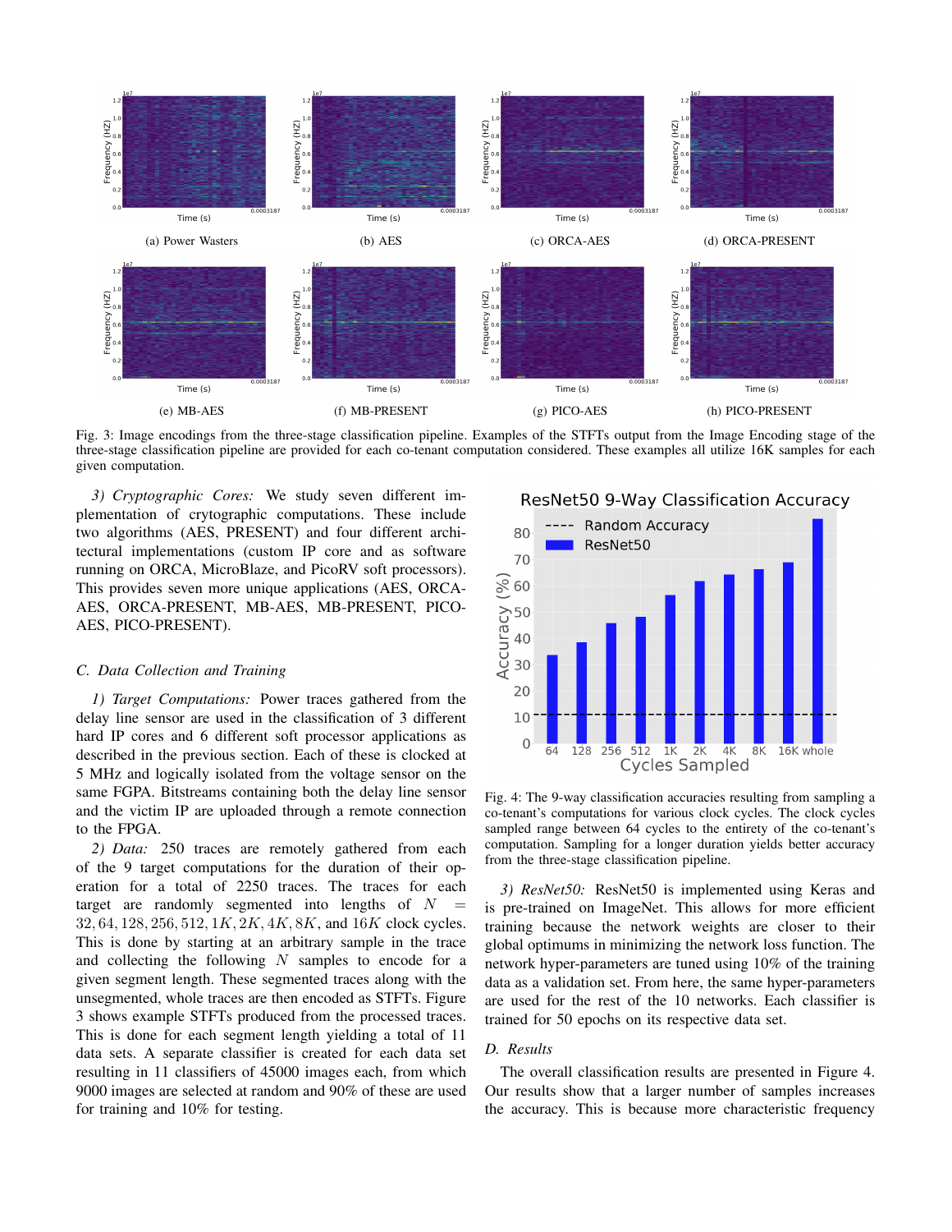Fig. 3: Image encodings from the three-stage classification pipeline. Examples of the STFTs output from the Image Encoding stage of the three-stage classification pipeline are provided for each co-tenant computation considered. These examples all utilize 16K samples for each given computation.

*3) Cryptographic Cores:* We study seven different implementation of crytographic computations. These include two algorithms (AES, PRESENT) and four different architectural implementations (custom IP core and as software running on ORCA, MicroBlaze, and PicoRV soft processors). This provides seven more unique applications (AES, ORCA-AES, ORCA-PRESENT, MB-AES, MB-PRESENT, PICO-AES, PICO-PRESENT).

### C. Data Collection and Training

*1) Target Computations:* Power traces gathered from the delay line sensor are used in the classification of 3 different hard IP cores and 6 different soft processor applications as described in the previous section. Each of these is clocked at 5 MHz and logically isolated from the voltage sensor on the same FGPA. Bitstreams containing both the delay line sensor and the victim IP are uploaded through a remote connection to the FPGA.

*2) Data:* 250 traces are remotely gathered from each of the 9 target computations for the duration of their operation for a total of 2250 traces. The traces for each target are randomly segmented into lengths of $N = 32, 64, 128, 256, 512, 1K, 2K, 4K, 8K$, and $16K$ clock cycles. This is done by starting at an arbitrary sample in the trace and collecting the following $N$ samples to encode for a given segment length. These segmented traces along with the unsegmented, whole traces are then encoded as STFTs. Figure 3 shows example STFTs produced from the processed traces. This is done for each segment length yielding a total of 11 data sets. A separate classifier is created for each data set resulting in 11 classifiers of 45000 images each, from which 9000 images are selected at random and 90% of these are used for training and 10% for testing.

Fig. 4: The 9-way classification accuracies resulting from sampling a co-tenant's computations for various clock cycles. The clock cycles sampled range between 64 cycles to the entirety of the co-tenant's computation. Sampling for a longer duration yields better accuracy from the three-stage classification pipeline.

*3) ResNet50:* ResNet50 is implemented using Keras and is pre-trained on ImageNet. This allows for more efficient training because the network weights are closer to their global optimums in minimizing the network loss function. The network hyper-parameters are tuned using 10% of the training data as a validation set. From here, the same hyper-parameters are used for the rest of the 10 networks. Each classifier is trained for 50 epochs on its respective data set.

### D. Results

The overall classification results are presented in Figure 4. Our results show that a larger number of samples increases the accuracy. This is because more characteristic frequency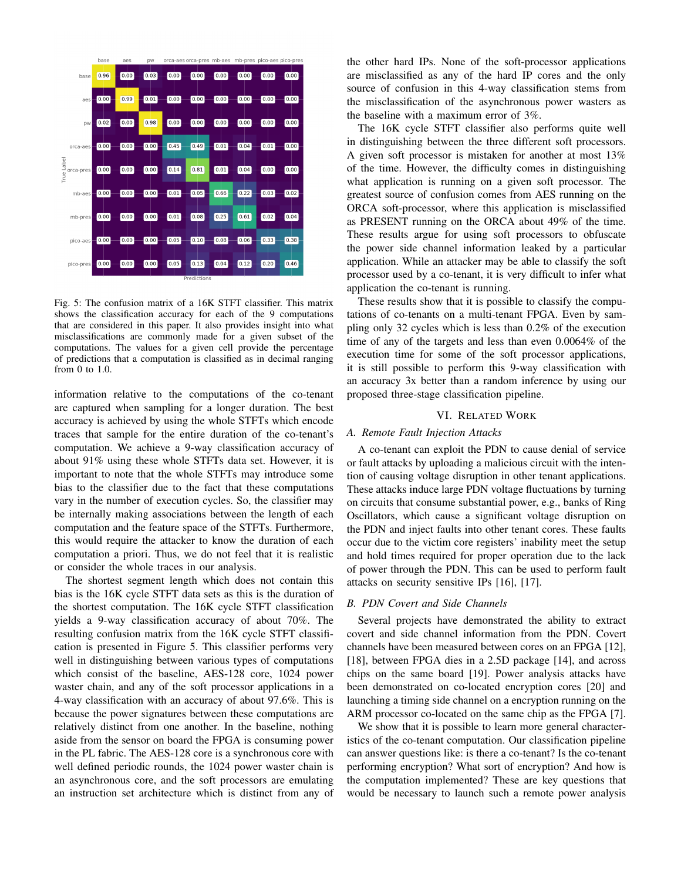| True Label \ Predictions | base | aes | pw | orca-aes | orca-pres | mb-aes | mb-pres | pico-aes | pico-pres |
|---|---|---|---|---|---|---|---|---|---|
| base | 0.96 | 0.00 | 0.03 | 0.00 | 0.00 | 0.00 | 0.00 | 0.00 | 0.00 |
| aes | 0.00 | 0.99 | 0.01 | 0.00 | 0.00 | 0.00 | 0.00 | 0.00 | 0.00 |
| pw | 0.02 | 0.00 | 0.98 | 0.00 | 0.00 | 0.00 | 0.00 | 0.00 | 0.00 |
| orca-aes | 0.00 | 0.00 | 0.00 | 0.45 | 0.49 | 0.01 | 0.04 | 0.01 | 0.00 |
| orca-pres | 0.00 | 0.00 | 0.00 | 0.14 | 0.81 | 0.01 | 0.04 | 0.00 | 0.00 |
| mb-aes | 0.00 | 0.00 | 0.00 | 0.01 | 0.05 | 0.66 | 0.22 | 0.03 | 0.02 |
| mb-pres | 0.00 | 0.00 | 0.00 | 0.01 | 0.08 | 0.25 | 0.61 | 0.02 | 0.04 |
| pico-aes | 0.00 | 0.00 | 0.00 | 0.05 | 0.10 | 0.08 | 0.06 | 0.33 | 0.38 |
| pico-pres | 0.00 | 0.00 | 0.00 | 0.05 | 0.13 | 0.04 | 0.12 | 0.20 | 0.46 |

Fig. 5: The confusion matrix of a 16K STFT classifier. This matrix shows the classification accuracy for each of the 9 computations that are considered in this paper. It also provides insight into what misclassifications are commonly made for a given subset of the computations. The values for a given cell provide the percentage of predictions that a computation is classified as in decimal ranging from 0 to 1.0.

information relative to the computations of the co-tenant are captured when sampling for a longer duration. The best accuracy is achieved by using the whole STFTs which encode traces that sample for the entire duration of the co-tenant's computation. We achieve a 9-way classification accuracy of about 91% using these whole STFTs data set. However, it is important to note that the whole STFTs may introduce some bias to the classifier due to the fact that these computations vary in the number of execution cycles. So, the classifier may be internally making associations between the length of each computation and the feature space of the STFTs. Furthermore, this would require the attacker to know the duration of each computation a priori. Thus, we do not feel that it is realistic or consider the whole traces in our analysis.

The shortest segment length which does not contain this bias is the 16K cycle STFT data sets as this is the duration of the shortest computation. The 16K cycle STFT classification yields a 9-way classification accuracy of about 70%. The resulting confusion matrix from the 16K cycle STFT classification is presented in Figure 5. This classifier performs very well in distinguishing between various types of computations which consist of the baseline, AES-128 core, 1024 power waster chain, and any of the soft processor applications in a 4-way classification with an accuracy of about 97.6%. This is because the power signatures between these computations are relatively distinct from one another. In the baseline, nothing aside from the sensor on board the FPGA is consuming power in the PL fabric. The AES-128 core is a synchronous core with well defined periodic rounds, the 1024 power waster chain is an asynchronous core, and the soft processors are emulating an instruction set architecture which is distinct from any of the other hard IPs. None of the soft-processor applications are misclassified as any of the hard IP cores and the only source of confusion in this 4-way classification stems from the misclassification of the asynchronous power wasters as the baseline with a maximum error of 3%.

The 16K cycle STFT classifier also performs quite well in distinguishing between the three different soft processors. A given soft processor is mistaken for another at most 13% of the time. However, the difficulty comes in distinguishing what application is running on a given soft processor. The greatest source of confusion comes from AES running on the ORCA soft-processor, where this application is misclassified as PRESENT running on the ORCA about 49% of the time. These results argue for using soft processors to obfuscate the power side channel information leaked by a particular application. While an attacker may be able to classify the soft processor used by a co-tenant, it is very difficult to infer what application the co-tenant is running.

These results show that it is possible to classify the computations of co-tenants on a multi-tenant FPGA. Even by sampling only 32 cycles which is less than 0.2% of the execution time of any of the targets and less than even 0.0064% of the execution time for some of the soft processor applications, it is still possible to perform this 9-way classification with an accuracy 3x better than a random inference by using our proposed three-stage classification pipeline.

## VI. Related Work

### A. Remote Fault Injection Attacks

A co-tenant can exploit the PDN to cause denial of service or fault attacks by uploading a malicious circuit with the intention of causing voltage disruption in other tenant applications. These attacks induce large PDN voltage fluctuations by turning on circuits that consume substantial power, e.g., banks of Ring Oscillators, which cause a significant voltage disruption on the PDN and inject faults into other tenant cores. These faults occur due to the victim core registers' inability meet the setup and hold times required for proper operation due to the lack of power through the PDN. This can be used to perform fault attacks on security sensitive IPs [16], [17].

### B. PDN Covert and Side Channels

Several projects have demonstrated the ability to extract covert and side channel information from the PDN. Covert channels have been measured between cores on an FPGA [12], [18], between FPGA dies in a 2.5D package [14], and across chips on the same board [19]. Power analysis attacks have been demonstrated on co-located encryption cores [20] and launching a timing side channel on a encryption running on the ARM processor co-located on the same chip as the FPGA [7].

We show that it is possible to learn more general characteristics of the co-tenant computation. Our classification pipeline can answer questions like: is there a co-tenant? Is the co-tenant performing encryption? What sort of encryption? And how is the computation implemented? These are key questions that would be necessary to launch such a remote power analysis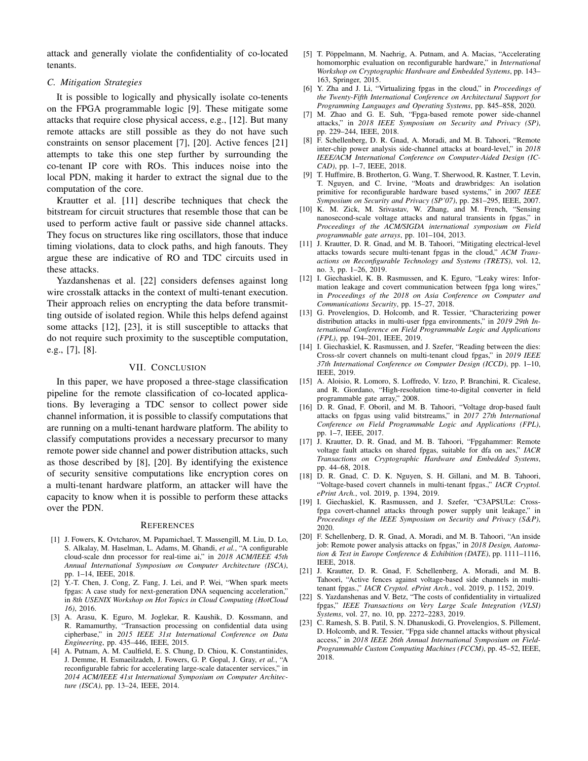attack and generally violate the confidentiality of co-located tenants.

### C. Mitigation Strategies

It is possible to logically and physically isolate co-tenents on the FPGA programmable logic [9]. These mitigate some attacks that require close physical access, e.g., [12]. But many remote attacks are still possible as they do not have such constraints on sensor placement [7], [20]. Active fences [21] attempts to take this one step further by surrounding the co-tenant IP core with ROs. This induces noise into the local PDN, making it harder to extract the signal due to the computation of the core.

Krautter et al. [11] describe techniques that check the bitstream for circuit structures that resemble those that can be used to perform active fault or passive side channel attacks. They focus on structures like ring oscillators, those that induce timing violations, data to clock paths, and high fanouts. They argue these are indicative of RO and TDC circuits used in these attacks.

Yazdanshenas et al. [22] considers defenses against long wire crosstalk attacks in the context of multi-tenant execution. Their approach relies on encrypting the data before transmitting outside of isolated region. While this helps defend against some attacks [12], [23], it is still susceptible to attacks that do not require such proximity to the susceptible computation, e.g., [7], [8].

## VII. Conclusion

In this paper, we have proposed a three-stage classification pipeline for the remote classification of co-located applications. By leveraging a TDC sensor to collect power side channel information, it is possible to classify computations that are running on a multi-tenant hardware platform. The ability to classify computations provides a necessary precursor to many remote power side channel and power distribution attacks, such as those described by [8], [20]. By identifying the existence of security sensitive computations like encryption cores on a multi-tenant hardware platform, an attacker will have the capacity to know when it is possible to perform these attacks over the PDN.

## References

[1] J. Fowers, K. Ovtcharov, M. Papamichael, T. Massengill, M. Liu, D. Lo, S. Alkalay, M. Haselman, L. Adams, M. Ghandi, *et al.*, "A configurable cloud-scale dnn processor for real-time ai," in *2018 ACM/IEEE 45th Annual International Symposium on Computer Architecture (ISCA)*, pp. 1–14, IEEE, 2018.

[2] Y.-T. Chen, J. Cong, Z. Fang, J. Lei, and P. Wei, "When spark meets fpgas: A case study for next-generation DNA sequencing acceleration," in *8th USENIX Workshop on Hot Topics in Cloud Computing (HotCloud 16)*, 2016.

[3] A. Arasu, K. Eguro, M. Joglekar, R. Kaushik, D. Kossmann, and R. Ramamurthy, "Transaction processing on confidential data using cipherbase," in *2015 IEEE 31st International Conference on Data Engineering*, pp. 435–446, IEEE, 2015.

[4] A. Putnam, A. M. Caulfield, E. S. Chung, D. Chiou, K. Constantinides, J. Demme, H. Esmaeilzadeh, J. Fowers, G. P. Gopal, J. Gray, *et al.*, "A reconfigurable fabric for accelerating large-scale datacenter services," in *2014 ACM/IEEE 41st International Symposium on Computer Architecture (ISCA)*, pp. 13–24, IEEE, 2014.

[5] T. Pöppelmann, M. Naehrig, A. Putnam, and A. Macias, "Accelerating homomorphic evaluation on reconfigurable hardware," in *International Workshop on Cryptographic Hardware and Embedded Systems*, pp. 143–163, Springer, 2015.

[6] Y. Zha and J. Li, "Virtualizing fpgas in the cloud," in *Proceedings of the Twenty-Fifth International Conference on Architectural Support for Programming Languages and Operating Systems*, pp. 845–858, 2020.

[7] M. Zhao and G. E. Suh, "Fpga-based remote power side-channel attacks," in *2018 IEEE Symposium on Security and Privacy (SP)*, pp. 229–244, IEEE, 2018.

[8] F. Schellenberg, D. R. Gnad, A. Moradi, and M. B. Tahoori, "Remote inter-chip power analysis side-channel attacks at board-level," in *2018 IEEE/ACM International Conference on Computer-Aided Design (ICCAD)*, pp. 1–7, IEEE, 2018.

[9] T. Huffmire, B. Brotherton, G. Wang, T. Sherwood, R. Kastner, T. Levin, T. Nguyen, and C. Irvine, "Moats and drawbridges: An isolation primitive for reconfigurable hardware based systems," in *2007 IEEE Symposium on Security and Privacy (SP'07)*, pp. 281–295, IEEE, 2007.

[10] K. M. Zick, M. Srivastav, W. Zhang, and M. French, "Sensing nanosecond-scale voltage attacks and natural transients in fpgas," in *Proceedings of the ACM/SIGDA international symposium on Field programmable gate arrays*, pp. 101–104, 2013.

[11] J. Krautter, D. R. Gnad, and M. B. Tahoori, "Mitigating electrical-level attacks towards secure multi-tenant fpgas in the cloud," *ACM Transactions on Reconfigurable Technology and Systems (TRETS)*, vol. 12, no. 3, pp. 1–26, 2019.

[12] I. Giechaskiel, K. B. Rasmussen, and K. Eguro, "Leaky wires: Information leakage and covert communication between fpga long wires," in *Proceedings of the 2018 on Asia Conference on Computer and Communications Security*, pp. 15–27, 2018.

[13] G. Provelengios, D. Holcomb, and R. Tessier, "Characterizing power distribution attacks in multi-user fpga environments," in *2019 29th International Conference on Field Programmable Logic and Applications (FPL)*, pp. 194–201, IEEE, 2019.

[14] I. Giechaskiel, K. Rasmussen, and J. Szefer, "Reading between the dies: Cross-slr covert channels on multi-tenant cloud fpgas," in *2019 IEEE 37th International Conference on Computer Design (ICCD)*, pp. 1–10, IEEE, 2019.

[15] A. Aloisio, R. Lomoro, S. Loffredo, V. Izzo, P. Branchini, R. Cicalese, and R. Giordano, "High-resolution time-to-digital converter in field programmable gate array," 2008.

[16] D. R. Gnad, F. Oboril, and M. B. Tahoori, "Voltage drop-based fault attacks on fpgas using valid bitstreams," in *2017 27th International Conference on Field Programmable Logic and Applications (FPL)*, pp. 1–7, IEEE, 2017.

[17] J. Krautter, D. R. Gnad, and M. B. Tahoori, "Fpgahammer: Remote voltage fault attacks on shared fpgas, suitable for dfa on aes," *IACR Transactions on Cryptographic Hardware and Embedded Systems*, pp. 44–68, 2018.

[18] D. R. Gnad, C. D. K. Nguyen, S. H. Gillani, and M. B. Tahoori, "Voltage-based covert channels in multi-tenant fpgas.," *IACR Cryptol. ePrint Arch.*, vol. 2019, p. 1394, 2019.

[19] I. Giechaskiel, K. Rasmussen, and J. Szefer, "C3APSULe: Cross-fpga covert-channel attacks through power supply unit leakage," in *Proceedings of the IEEE Symposium on Security and Privacy (S&P)*, 2020.

[20] F. Schellenberg, D. R. Gnad, A. Moradi, and M. B. Tahoori, "An inside job: Remote power analysis attacks on fpgas," in *2018 Design, Automation & Test in Europe Conference & Exhibition (DATE)*, pp. 1111–1116, IEEE, 2018.

[21] J. Krautter, D. R. Gnad, F. Schellenberg, A. Moradi, and M. B. Tahoori, "Active fences against voltage-based side channels in multi-tenant fpgas.," *IACR Cryptol. ePrint Arch.*, vol. 2019, p. 1152, 2019.

[22] S. Yazdanshenas and V. Betz, "The costs of confidentiality in virtualized fpgas," *IEEE Transactions on Very Large Scale Integration (VLSI) Systems*, vol. 27, no. 10, pp. 2272–2283, 2019.

[23] C. Ramesh, S. B. Patil, S. N. Dhanuskodi, G. Provelengios, S. Pillement, D. Holcomb, and R. Tessier, "Fpga side channel attacks without physical access," in *2018 IEEE 26th Annual International Symposium on Field-Programmable Custom Computing Machines (FCCM)*, pp. 45–52, IEEE, 2018.